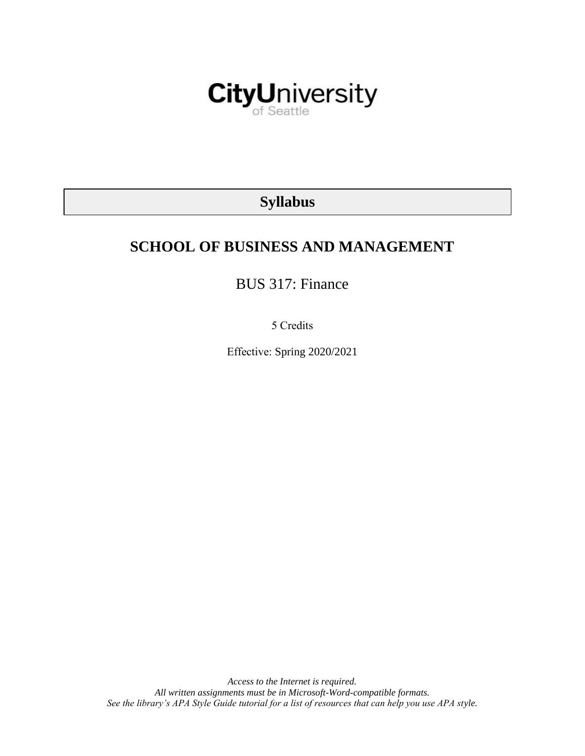CityUniversity of Seattle

# Syllabus

## SCHOOL OF BUSINESS AND MANAGEMENT

BUS 317: Finance

5 Credits

Effective: Spring 2020/2021

*Access to the Internet is required.*
*All written assignments must be in Microsoft-Word-compatible formats.*
*See the library's APA Style Guide tutorial for a list of resources that can help you use APA style.*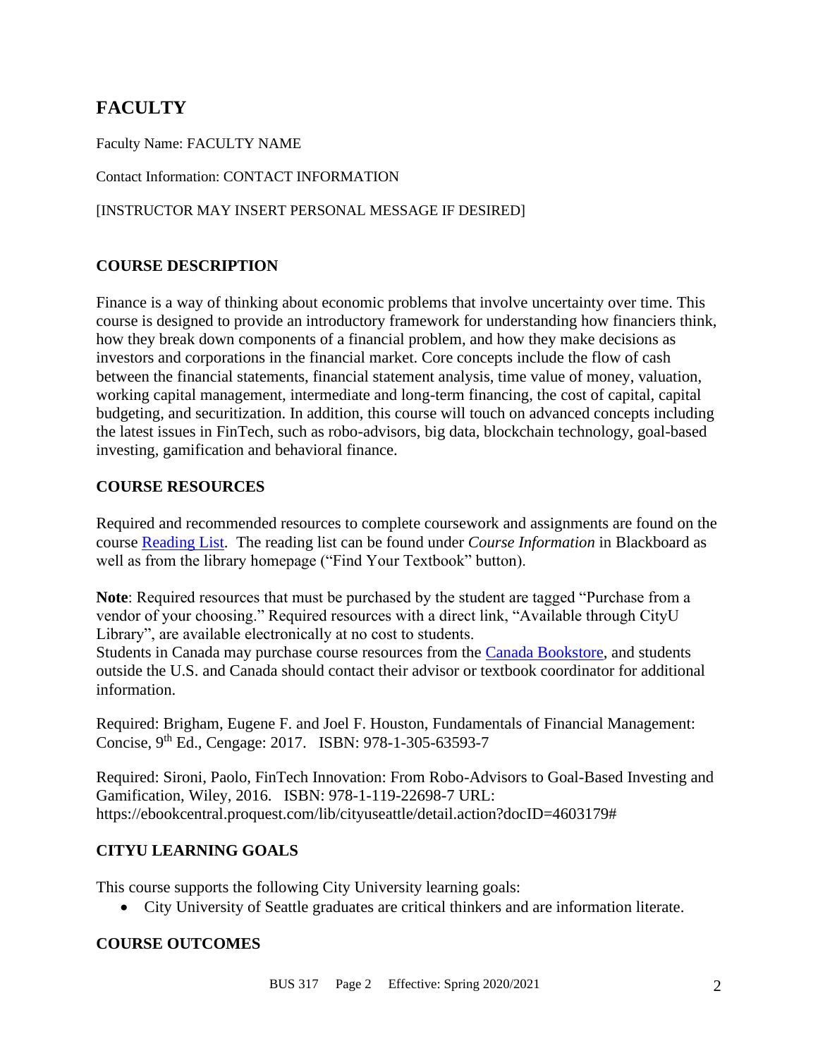## FACULTY

Faculty Name: FACULTY NAME

Contact Information: CONTACT INFORMATION

[INSTRUCTOR MAY INSERT PERSONAL MESSAGE IF DESIRED]

### COURSE DESCRIPTION

Finance is a way of thinking about economic problems that involve uncertainty over time. This course is designed to provide an introductory framework for understanding how financiers think, how they break down components of a financial problem, and how they make decisions as investors and corporations in the financial market. Core concepts include the flow of cash between the financial statements, financial statement analysis, time value of money, valuation, working capital management, intermediate and long-term financing, the cost of capital, capital budgeting, and securitization. In addition, this course will touch on advanced concepts including the latest issues in FinTech, such as robo-advisors, big data, blockchain technology, goal-based investing, gamification and behavioral finance.

### COURSE RESOURCES

Required and recommended resources to complete coursework and assignments are found on the course Reading List. The reading list can be found under *Course Information* in Blackboard as well as from the library homepage ("Find Your Textbook" button).

**Note**: Required resources that must be purchased by the student are tagged "Purchase from a vendor of your choosing." Required resources with a direct link, "Available through CityU Library", are available electronically at no cost to students.
Students in Canada may purchase course resources from the Canada Bookstore, and students outside the U.S. and Canada should contact their advisor or textbook coordinator for additional information.

Required: Brigham, Eugene F. and Joel F. Houston, Fundamentals of Financial Management: Concise, 9th Ed., Cengage: 2017. ISBN: 978-1-305-63593-7

Required: Sironi, Paolo, FinTech Innovation: From Robo-Advisors to Goal-Based Investing and Gamification, Wiley, 2016. ISBN: 978-1-119-22698-7 URL: https://ebookcentral.proquest.com/lib/cityuseattle/detail.action?docID=4603179#

### CITYU LEARNING GOALS

This course supports the following City University learning goals:

- City University of Seattle graduates are critical thinkers and are information literate.

### COURSE OUTCOMES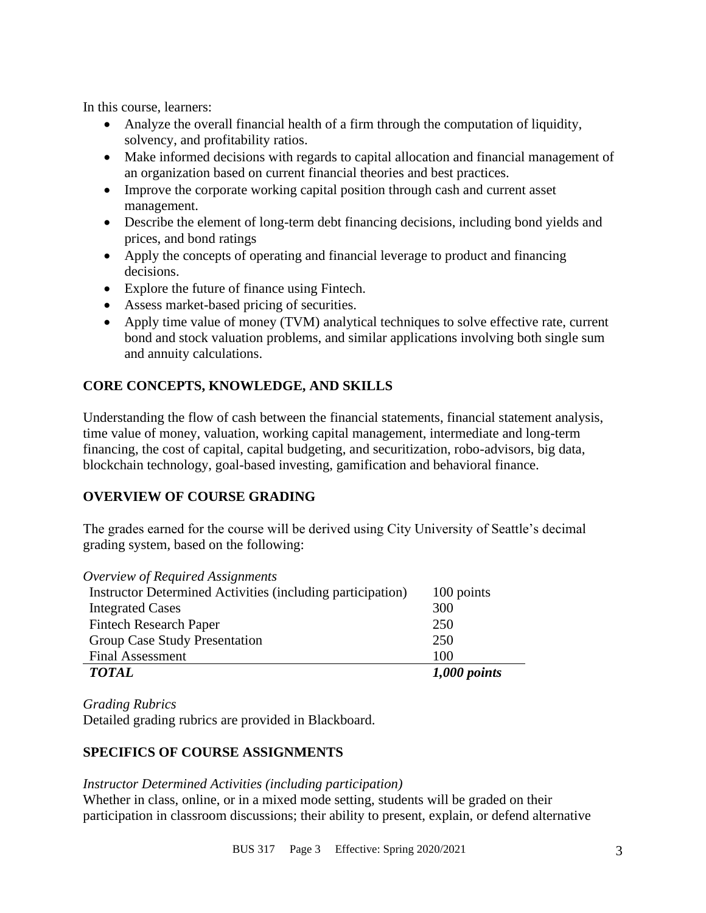In this course, learners:

- Analyze the overall financial health of a firm through the computation of liquidity, solvency, and profitability ratios.
- Make informed decisions with regards to capital allocation and financial management of an organization based on current financial theories and best practices.
- Improve the corporate working capital position through cash and current asset management.
- Describe the element of long-term debt financing decisions, including bond yields and prices, and bond ratings
- Apply the concepts of operating and financial leverage to product and financing decisions.
- Explore the future of finance using Fintech.
- Assess market-based pricing of securities.
- Apply time value of money (TVM) analytical techniques to solve effective rate, current bond and stock valuation problems, and similar applications involving both single sum and annuity calculations.

## CORE CONCEPTS, KNOWLEDGE, AND SKILLS

Understanding the flow of cash between the financial statements, financial statement analysis, time value of money, valuation, working capital management, intermediate and long-term financing, the cost of capital, capital budgeting, and securitization, robo-advisors, big data, blockchain technology, goal-based investing, gamification and behavioral finance.

## OVERVIEW OF COURSE GRADING

The grades earned for the course will be derived using City University of Seattle's decimal grading system, based on the following:

*Overview of Required Assignments*

| | |
|---|---|
| Instructor Determined Activities (including participation) | 100 points |
| Integrated Cases | 300 |
| Fintech Research Paper | 250 |
| Group Case Study Presentation | 250 |
| Final Assessment | 100 |
| ***TOTAL*** | ***1,000 points*** |

*Grading Rubrics*

Detailed grading rubrics are provided in Blackboard.

## SPECIFICS OF COURSE ASSIGNMENTS

*Instructor Determined Activities (including participation)*

Whether in class, online, or in a mixed mode setting, students will be graded on their participation in classroom discussions; their ability to present, explain, or defend alternative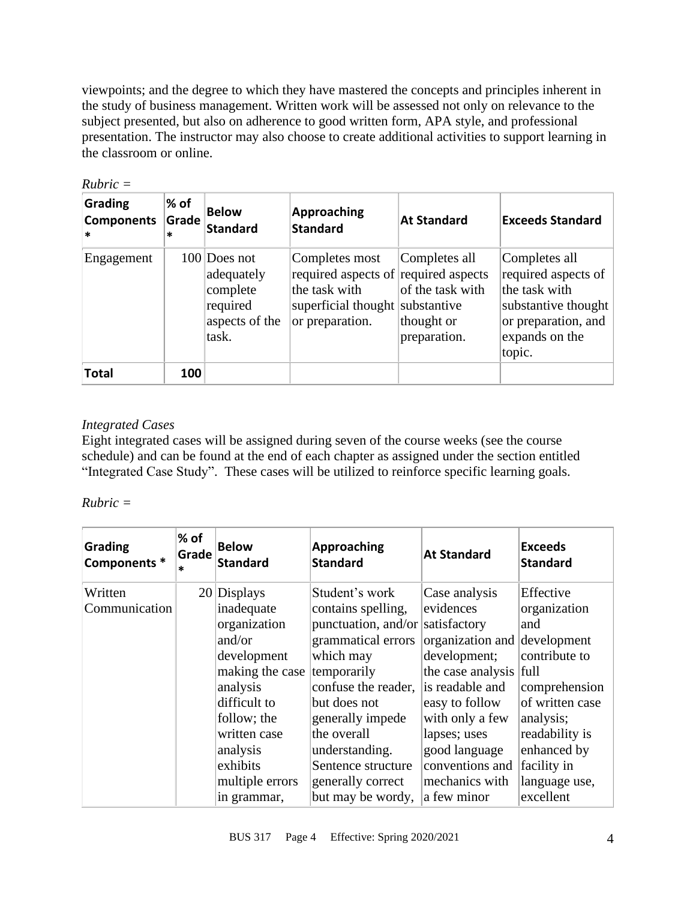viewpoints; and the degree to which they have mastered the concepts and principles inherent in the study of business management. Written work will be assessed not only on relevance to the subject presented, but also on adherence to good written form, APA style, and professional presentation. The instructor may also choose to create additional activities to support learning in the classroom or online.

*Rubric =*

| Grading Components * | % of Grade * | Below Standard | Approaching Standard | At Standard | Exceeds Standard |
|---|---|---|---|---|---|
| Engagement | 100 | Does not adequately complete required aspects of the task. | Completes most required aspects of the task with superficial thought or preparation. | Completes all required aspects of the task with substantive thought or preparation. | Completes all required aspects of the task with substantive thought or preparation, and expands on the topic. |
| **Total** | **100** | | | | |

*Integrated Cases*

Eight integrated cases will be assigned during seven of the course weeks (see the course schedule) and can be found at the end of each chapter as assigned under the section entitled "Integrated Case Study". These cases will be utilized to reinforce specific learning goals.

*Rubric =*

| Grading Components * | % of Grade * | Below Standard | Approaching Standard | At Standard | Exceeds Standard |
|---|---|---|---|---|---|
| Written Communication | 20 | Displays inadequate organization and/or development making the case analysis difficult to follow; the written case analysis exhibits multiple errors in grammar, | Student's work contains spelling, punctuation, and/or grammatical errors which may temporarily confuse the reader, but does not generally impede the overall understanding. Sentence structure generally correct but may be wordy, | Case analysis evidences satisfactory organization and development; the case analysis is readable and easy to follow with only a few lapses; uses good language conventions and mechanics with a few minor | Effective organization and development contribute to full comprehension of written case analysis; readability is enhanced by facility in language use, excellent |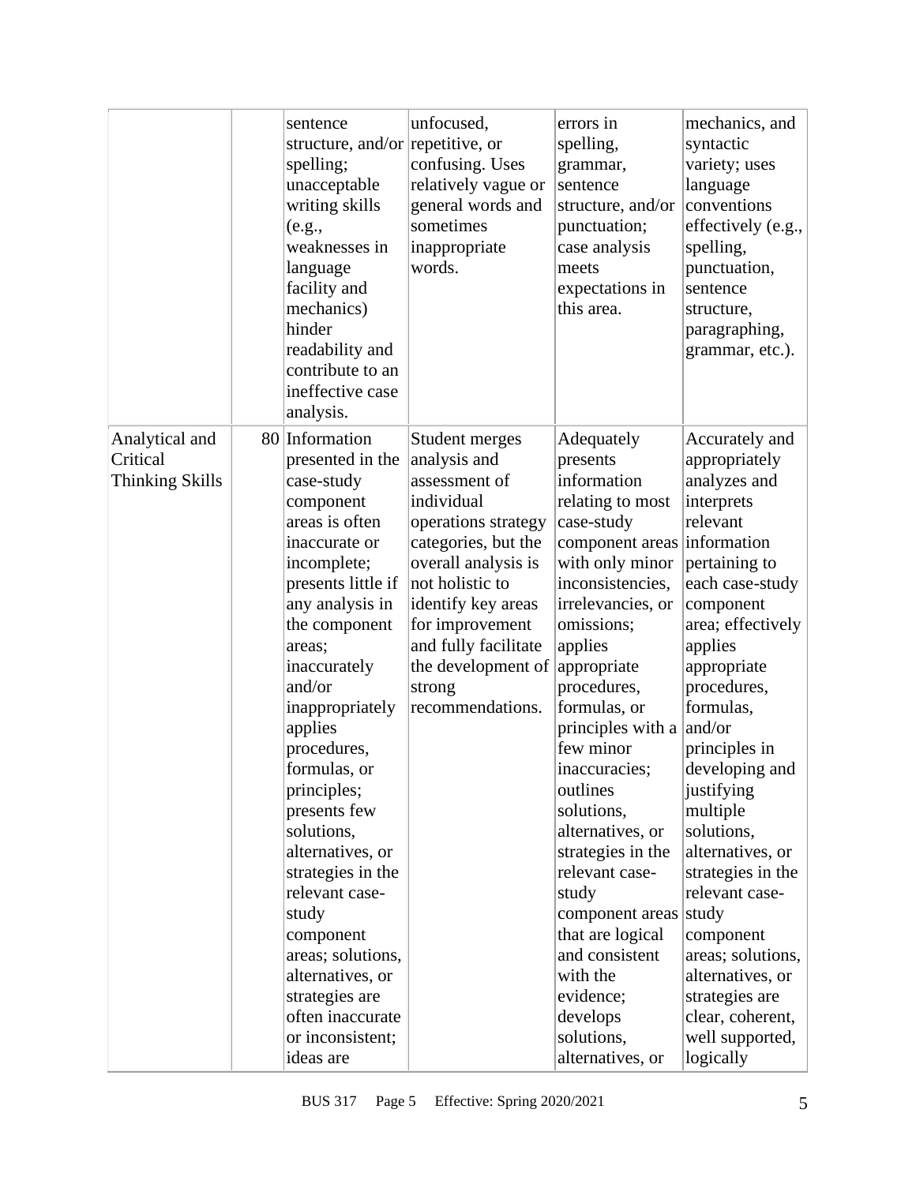| | | | | | |
|---|---|---|---|---|---|
| | | sentence structure, and/or spelling; unacceptable writing skills (e.g., weaknesses in language facility and mechanics) hinder readability and contribute to an ineffective case analysis. | unfocused, repetitive, or confusing. Uses relatively vague or general words and sometimes inappropriate words. | errors in spelling, grammar, sentence structure, and/or punctuation; case analysis meets expectations in this area. | mechanics, and syntactic variety; uses language conventions effectively (e.g., spelling, punctuation, sentence structure, paragraphing, grammar, etc.). |
| Analytical and Critical Thinking Skills | 80 | Information presented in the case-study component areas is often inaccurate or incomplete; presents little if any analysis in the component areas; inaccurately and/or inappropriately applies procedures, formulas, or principles; presents few solutions, alternatives, or strategies in the relevant case-study component areas; solutions, alternatives, or strategies are often inaccurate or inconsistent; ideas are | Student merges analysis and assessment of individual operations strategy categories, but the overall analysis is not holistic to identify key areas for improvement and fully facilitate the development of strong recommendations. | Adequately presents information relating to most case-study component areas with only minor inconsistencies, irrelevancies, or omissions; applies appropriate procedures, formulas, or principles with a few minor inaccuracies; outlines solutions, alternatives, or strategies in the relevant case-study component areas that are logical and consistent with the evidence; develops solutions, alternatives, or | Accurately and appropriately analyzes and interprets relevant information pertaining to each case-study component area; effectively applies appropriate procedures, formulas, and/or principles in developing and justifying multiple solutions, alternatives, or strategies in the relevant case-study component areas; solutions, alternatives, or strategies are clear, coherent, well supported, logically |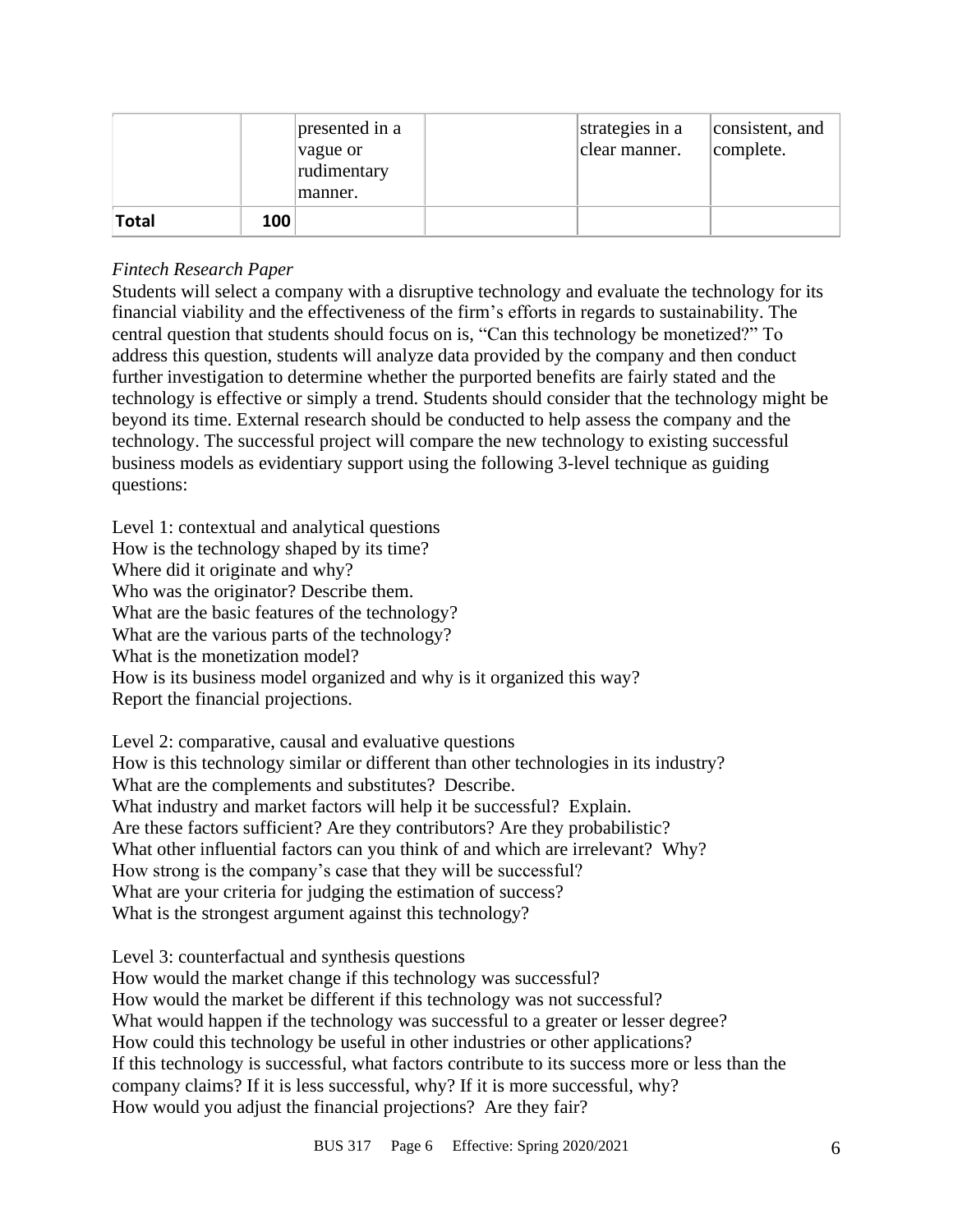|  |  | presented in a vague or rudimentary manner. |  | strategies in a clear manner. | consistent, and complete. |
|---|---|---|---|---|---|
| **Total** | **100** |  |  |  |  |

*Fintech Research Paper*

Students will select a company with a disruptive technology and evaluate the technology for its financial viability and the effectiveness of the firm's efforts in regards to sustainability. The central question that students should focus on is, "Can this technology be monetized?" To address this question, students will analyze data provided by the company and then conduct further investigation to determine whether the purported benefits are fairly stated and the technology is effective or simply a trend. Students should consider that the technology might be beyond its time. External research should be conducted to help assess the company and the technology. The successful project will compare the new technology to existing successful business models as evidentiary support using the following 3-level technique as guiding questions:

Level 1: contextual and analytical questions
How is the technology shaped by its time?
Where did it originate and why?
Who was the originator? Describe them.
What are the basic features of the technology?
What are the various parts of the technology?
What is the monetization model?
How is its business model organized and why is it organized this way?
Report the financial projections.

Level 2: comparative, causal and evaluative questions
How is this technology similar or different than other technologies in its industry?
What are the complements and substitutes? Describe.
What industry and market factors will help it be successful? Explain.
Are these factors sufficient? Are they contributors? Are they probabilistic?
What other influential factors can you think of and which are irrelevant? Why?
How strong is the company's case that they will be successful?
What are your criteria for judging the estimation of success?
What is the strongest argument against this technology?

Level 3: counterfactual and synthesis questions
How would the market change if this technology was successful?
How would the market be different if this technology was not successful?
What would happen if the technology was successful to a greater or lesser degree?
How could this technology be useful in other industries or other applications?
If this technology is successful, what factors contribute to its success more or less than the company claims? If it is less successful, why? If it is more successful, why?
How would you adjust the financial projections? Are they fair?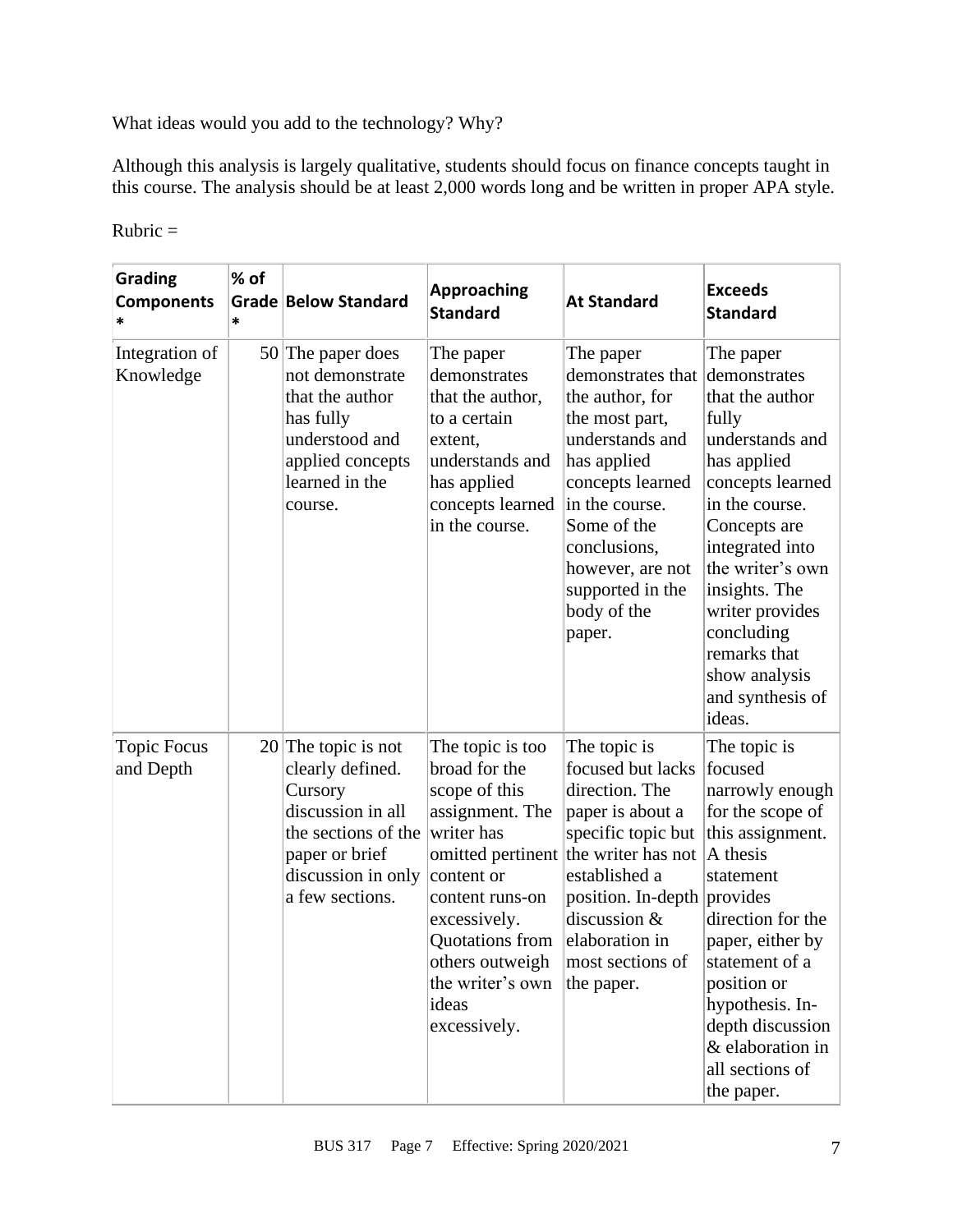What ideas would you add to the technology? Why?

Although this analysis is largely qualitative, students should focus on finance concepts taught in this course. The analysis should be at least 2,000 words long and be written in proper APA style.

Rubric =

| Grading Components * | % of Grade * | Below Standard | Approaching Standard | At Standard | Exceeds Standard |
|---|---|---|---|---|---|
| Integration of Knowledge | 50 | The paper does not demonstrate that the author has fully understood and applied concepts learned in the course. | The paper demonstrates that the author, to a certain extent, understands and has applied concepts learned in the course. | The paper demonstrates that the author, for the most part, understands and has applied concepts learned in the course. Some of the conclusions, however, are not supported in the body of the paper. | The paper demonstrates that the author fully understands and has applied concepts learned in the course. Concepts are integrated into the writer's own insights. The writer provides concluding remarks that show analysis and synthesis of ideas. |
| Topic Focus and Depth | 20 | The topic is not clearly defined. Cursory discussion in all the sections of the paper or brief discussion in only a few sections. | The topic is too broad for the scope of this assignment. The writer has omitted pertinent content or content runs-on excessively. Quotations from others outweigh the writer's own ideas excessively. | The topic is focused but lacks direction. The paper is about a specific topic but the writer has not established a position. In-depth discussion & elaboration in most sections of the paper. | The topic is focused narrowly enough for the scope of this assignment. A thesis statement provides direction for the paper, either by statement of a position or hypothesis. In-depth discussion & elaboration in all sections of the paper. |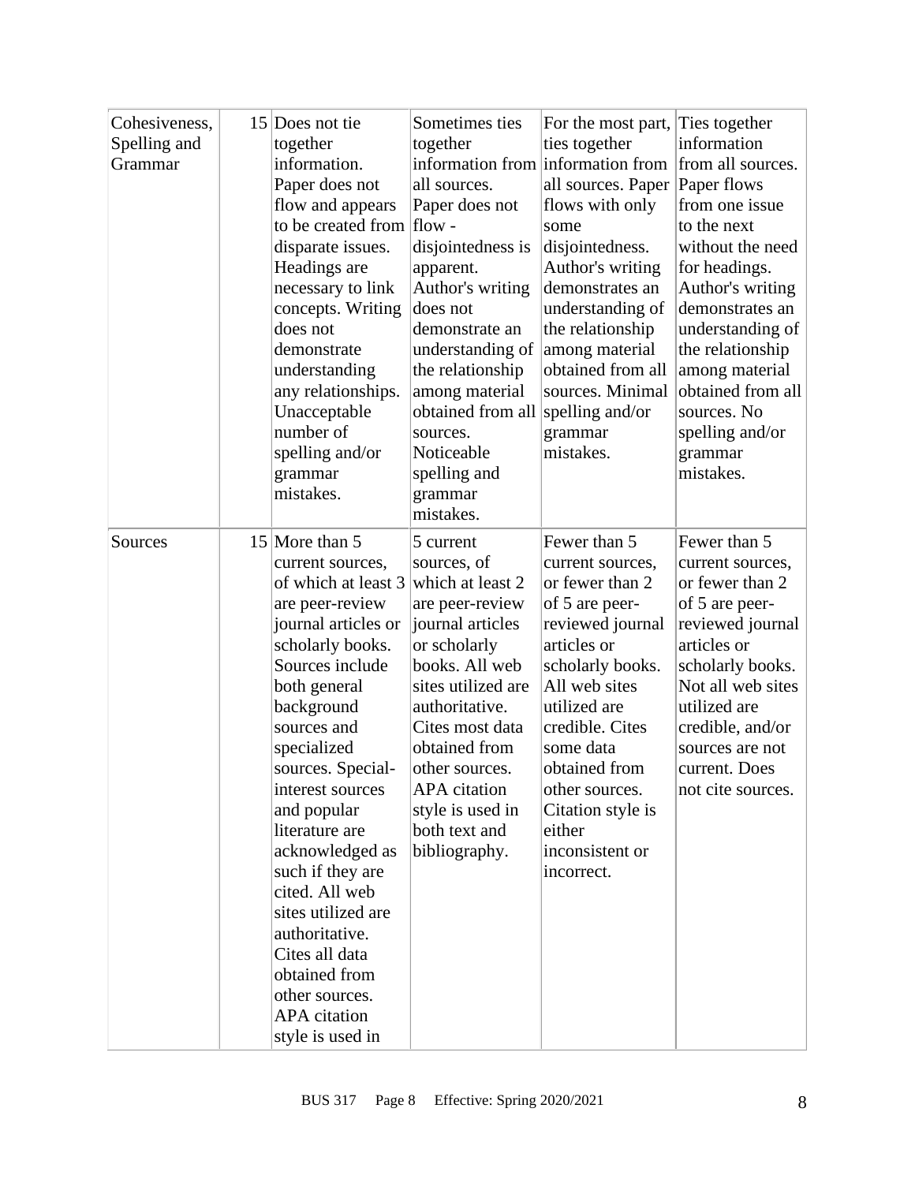| | | | | | |
|---|---|---|---|---|---|
| Cohesiveness, Spelling and Grammar | 15 | Does not tie together information. Paper does not flow and appears to be created from disparate issues. Headings are necessary to link concepts. Writing does not demonstrate understanding any relationships. Unacceptable number of spelling and/or grammar mistakes. | Sometimes ties together information from all sources. Paper does not flow - disjointedness is apparent. Author's writing does not demonstrate an understanding of the relationship among material obtained from all sources. Noticeable spelling and grammar mistakes. | For the most part, ties together information from all sources. Paper flows with only some disjointedness. Author's writing demonstrates an understanding of the relationship among material obtained from all sources. Minimal spelling and/or grammar mistakes. | Ties together information from all sources. Paper flows from one issue to the next without the need for headings. Author's writing demonstrates an understanding of the relationship among material obtained from all sources. No spelling and/or grammar mistakes. |
| Sources | 15 | More than 5 current sources, of which at least 3 are peer-review journal articles or scholarly books. Sources include both general background sources and specialized sources. Special-interest sources and popular literature are acknowledged as such if they are cited. All web sites utilized are authoritative. Cites all data obtained from other sources. APA citation style is used in | 5 current sources, of which at least 2 are peer-review journal articles or scholarly books. All web sites utilized are authoritative. Cites most data obtained from other sources. APA citation style is used in both text and bibliography. | Fewer than 5 current sources, or fewer than 2 of 5 are peer-reviewed journal articles or scholarly books. All web sites utilized are credible. Cites some data obtained from other sources. Citation style is either inconsistent or incorrect. | Fewer than 5 current sources, or fewer than 2 of 5 are peer-reviewed journal articles or scholarly books. Not all web sites utilized are credible, and/or sources are not current. Does not cite sources. |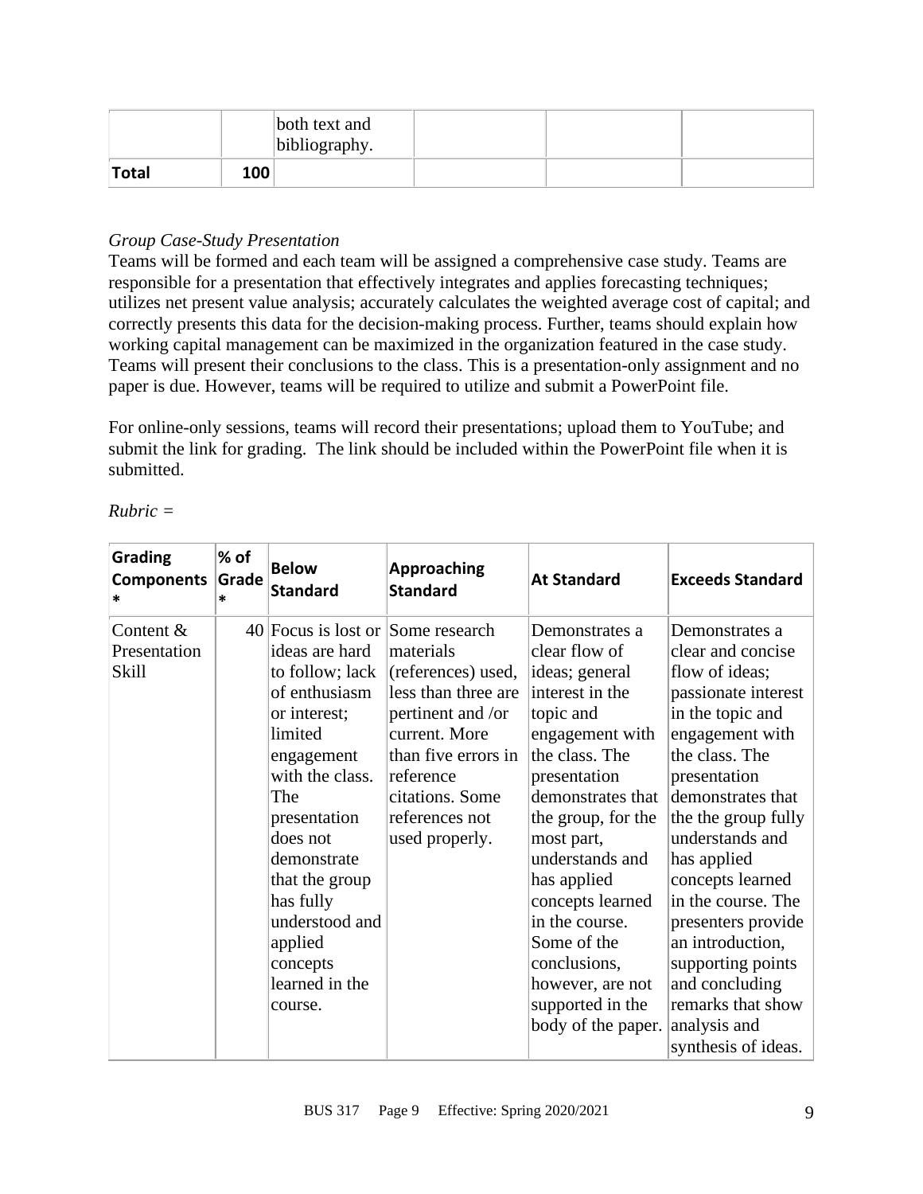| | | both text and bibliography. | | | |
|---|---|---|---|---|---|
| **Total** | **100** | | | | |

*Group Case-Study Presentation*
Teams will be formed and each team will be assigned a comprehensive case study. Teams are responsible for a presentation that effectively integrates and applies forecasting techniques; utilizes net present value analysis; accurately calculates the weighted average cost of capital; and correctly presents this data for the decision-making process. Further, teams should explain how working capital management can be maximized in the organization featured in the case study. Teams will present their conclusions to the class. This is a presentation-only assignment and no paper is due. However, teams will be required to utilize and submit a PowerPoint file.

For online-only sessions, teams will record their presentations; upload them to YouTube; and submit the link for grading. The link should be included within the PowerPoint file when it is submitted.

*Rubric =*

| Grading Components * | % of Grade * | Below Standard | Approaching Standard | At Standard | Exceeds Standard |
|---|---|---|---|---|---|
| Content & Presentation Skill | 40 | Focus is lost or ideas are hard to follow; lack of enthusiasm or interest; limited engagement with the class. The presentation does not demonstrate that the group has fully understood and applied concepts learned in the course. | Some research materials (references) used, less than three are pertinent and /or current. More than five errors in reference citations. Some references not used properly. | Demonstrates a clear flow of ideas; general interest in the topic and engagement with the class. The presentation demonstrates that the group, for the most part, understands and has applied concepts learned in the course. Some of the conclusions, however, are not supported in the body of the paper. | Demonstrates a clear and concise flow of ideas; passionate interest in the topic and engagement with the class. The presentation demonstrates that the the group fully understands and has applied concepts learned in the course. The presenters provide an introduction, supporting points and concluding remarks that show analysis and synthesis of ideas. |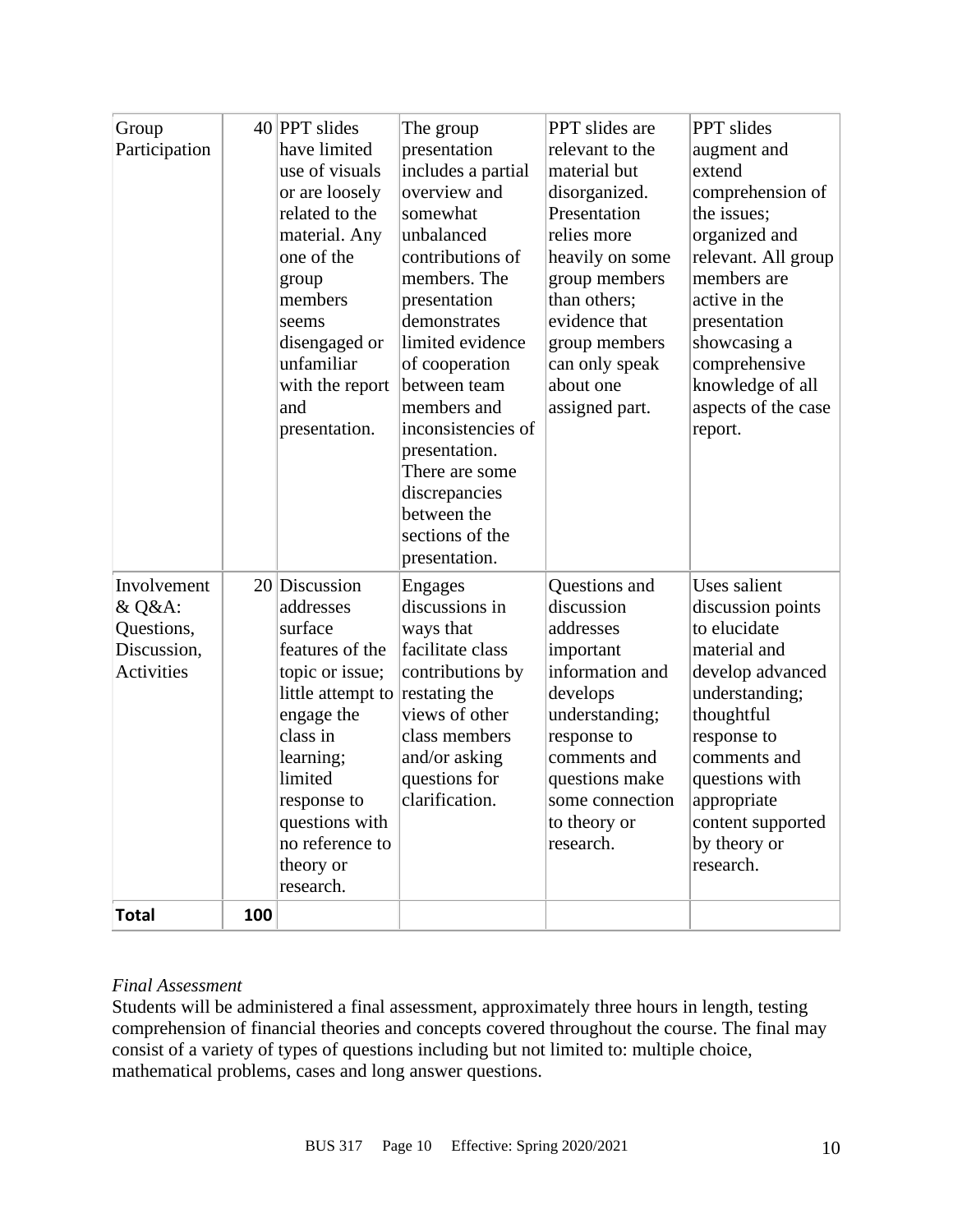| Group Participation | 40 | PPT slides have limited use of visuals or are loosely related to the material. Any one of the group members seems disengaged or unfamiliar with the report and presentation. | The group presentation includes a partial overview and somewhat unbalanced contributions of members. The presentation demonstrates limited evidence of cooperation between team members and inconsistencies of presentation. There are some discrepancies between the sections of the presentation. | PPT slides are relevant to the material but disorganized. Presentation relies more heavily on some group members than others; evidence that group members can only speak about one assigned part. | PPT slides augment and extend comprehension of the issues; organized and relevant. All group members are active in the presentation showcasing a comprehensive knowledge of all aspects of the case report. |
|---|---|---|---|---|---|
| Involvement & Q&A: Questions, Discussion, Activities | 20 | Discussion addresses surface features of the topic or issue; little attempt to engage the class in learning; limited response to questions with no reference to theory or research. | Engages discussions in ways that facilitate class contributions by restating the views of other class members and/or asking questions for clarification. | Questions and discussion addresses important information and develops understanding; response to comments and questions make some connection to theory or research. | Uses salient discussion points to elucidate material and develop advanced understanding; thoughtful response to comments and questions with appropriate content supported by theory or research. |
| **Total** | **100** | | | | |

*Final Assessment*

Students will be administered a final assessment, approximately three hours in length, testing comprehension of financial theories and concepts covered throughout the course. The final may consist of a variety of types of questions including but not limited to: multiple choice, mathematical problems, cases and long answer questions.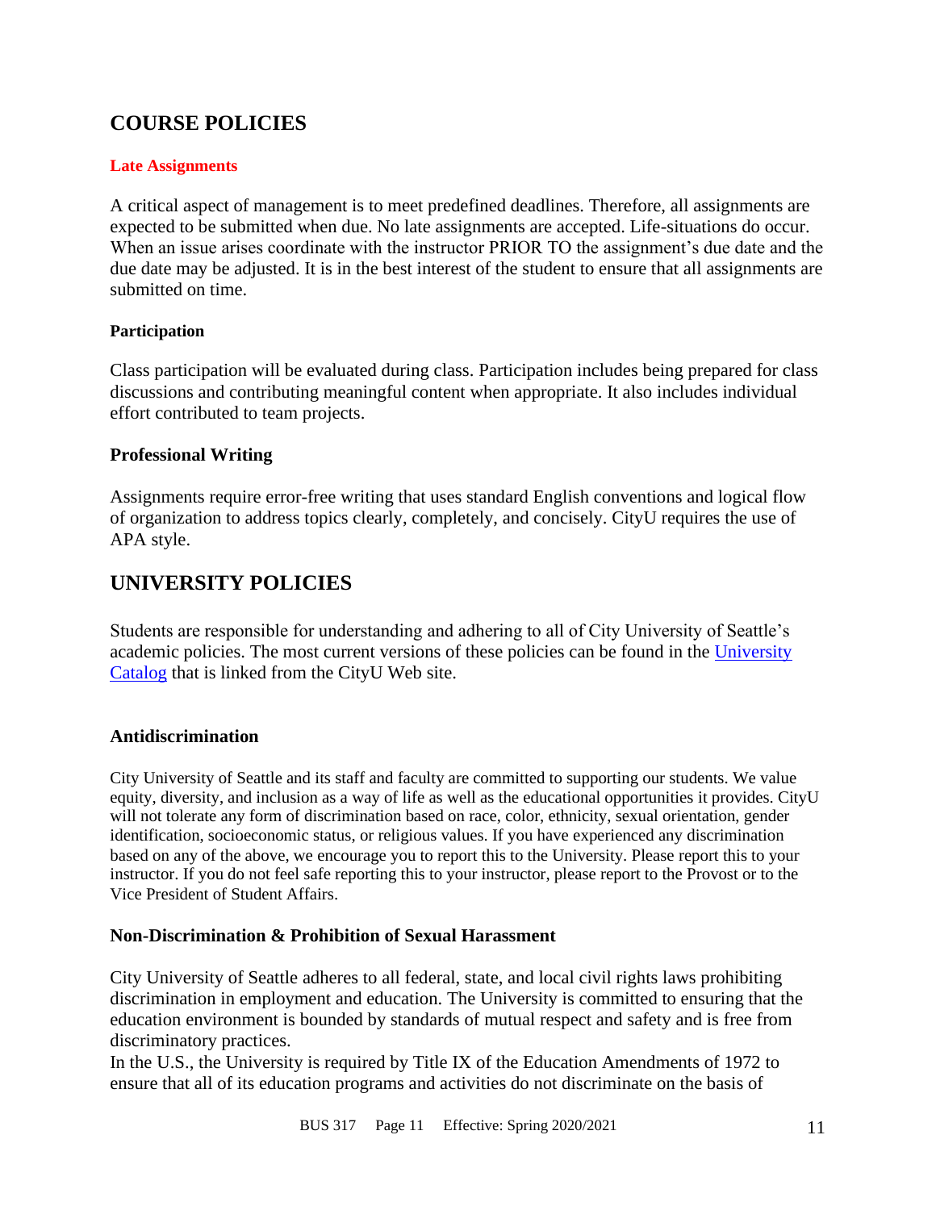## COURSE POLICIES

### Late Assignments

A critical aspect of management is to meet predefined deadlines. Therefore, all assignments are expected to be submitted when due. No late assignments are accepted. Life-situations do occur. When an issue arises coordinate with the instructor PRIOR TO the assignment's due date and the due date may be adjusted. It is in the best interest of the student to ensure that all assignments are submitted on time.

### Participation

Class participation will be evaluated during class. Participation includes being prepared for class discussions and contributing meaningful content when appropriate. It also includes individual effort contributed to team projects.

### Professional Writing

Assignments require error-free writing that uses standard English conventions and logical flow of organization to address topics clearly, completely, and concisely. CityU requires the use of APA style.

## UNIVERSITY POLICIES

Students are responsible for understanding and adhering to all of City University of Seattle's academic policies. The most current versions of these policies can be found in the University Catalog that is linked from the CityU Web site.

### Antidiscrimination

City University of Seattle and its staff and faculty are committed to supporting our students. We value equity, diversity, and inclusion as a way of life as well as the educational opportunities it provides. CityU will not tolerate any form of discrimination based on race, color, ethnicity, sexual orientation, gender identification, socioeconomic status, or religious values. If you have experienced any discrimination based on any of the above, we encourage you to report this to the University. Please report this to your instructor. If you do not feel safe reporting this to your instructor, please report to the Provost or to the Vice President of Student Affairs.

### Non-Discrimination & Prohibition of Sexual Harassment

City University of Seattle adheres to all federal, state, and local civil rights laws prohibiting discrimination in employment and education. The University is committed to ensuring that the education environment is bounded by standards of mutual respect and safety and is free from discriminatory practices.
In the U.S., the University is required by Title IX of the Education Amendments of 1972 to ensure that all of its education programs and activities do not discriminate on the basis of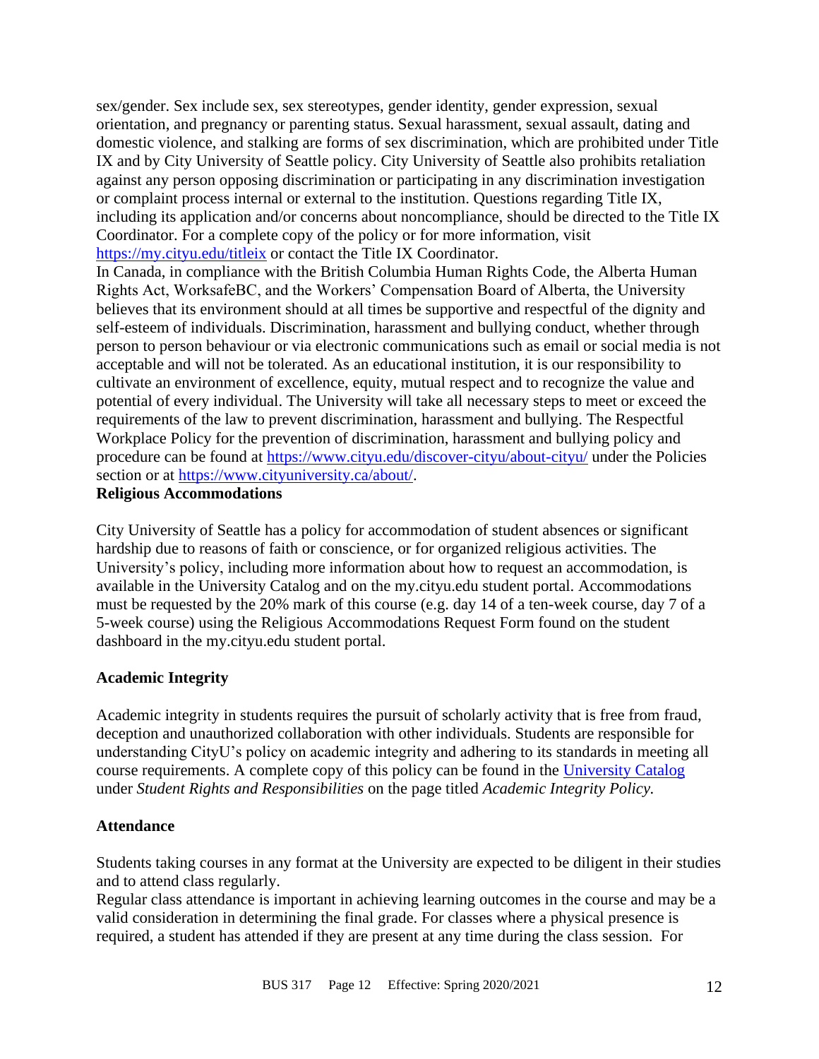sex/gender. Sex include sex, sex stereotypes, gender identity, gender expression, sexual orientation, and pregnancy or parenting status. Sexual harassment, sexual assault, dating and domestic violence, and stalking are forms of sex discrimination, which are prohibited under Title IX and by City University of Seattle policy. City University of Seattle also prohibits retaliation against any person opposing discrimination or participating in any discrimination investigation or complaint process internal or external to the institution. Questions regarding Title IX, including its application and/or concerns about noncompliance, should be directed to the Title IX Coordinator. For a complete copy of the policy or for more information, visit [https://my.cityu.edu/titleix](https://my.cityu.edu/titleix) or contact the Title IX Coordinator.

In Canada, in compliance with the British Columbia Human Rights Code, the Alberta Human Rights Act, WorksafeBC, and the Workers' Compensation Board of Alberta, the University believes that its environment should at all times be supportive and respectful of the dignity and self-esteem of individuals. Discrimination, harassment and bullying conduct, whether through person to person behaviour or via electronic communications such as email or social media is not acceptable and will not be tolerated. As an educational institution, it is our responsibility to cultivate an environment of excellence, equity, mutual respect and to recognize the value and potential of every individual. The University will take all necessary steps to meet or exceed the requirements of the law to prevent discrimination, harassment and bullying. The Respectful Workplace Policy for the prevention of discrimination, harassment and bullying policy and procedure can be found at [https://www.cityu.edu/discover-cityu/about-cityu/](https://www.cityu.edu/discover-cityu/about-cityu/) under the Policies section or at [https://www.cityuniversity.ca/about/](https://www.cityuniversity.ca/about/).

**Religious Accommodations**

City University of Seattle has a policy for accommodation of student absences or significant hardship due to reasons of faith or conscience, or for organized religious activities. The University's policy, including more information about how to request an accommodation, is available in the University Catalog and on the my.cityu.edu student portal. Accommodations must be requested by the 20% mark of this course (e.g. day 14 of a ten-week course, day 7 of a 5-week course) using the Religious Accommodations Request Form found on the student dashboard in the my.cityu.edu student portal.

**Academic Integrity**

Academic integrity in students requires the pursuit of scholarly activity that is free from fraud, deception and unauthorized collaboration with other individuals. Students are responsible for understanding CityU's policy on academic integrity and adhering to its standards in meeting all course requirements. A complete copy of this policy can be found in the University Catalog under *Student Rights and Responsibilities* on the page titled *Academic Integrity Policy.*

**Attendance**

Students taking courses in any format at the University are expected to be diligent in their studies and to attend class regularly.

Regular class attendance is important in achieving learning outcomes in the course and may be a valid consideration in determining the final grade. For classes where a physical presence is required, a student has attended if they are present at any time during the class session. For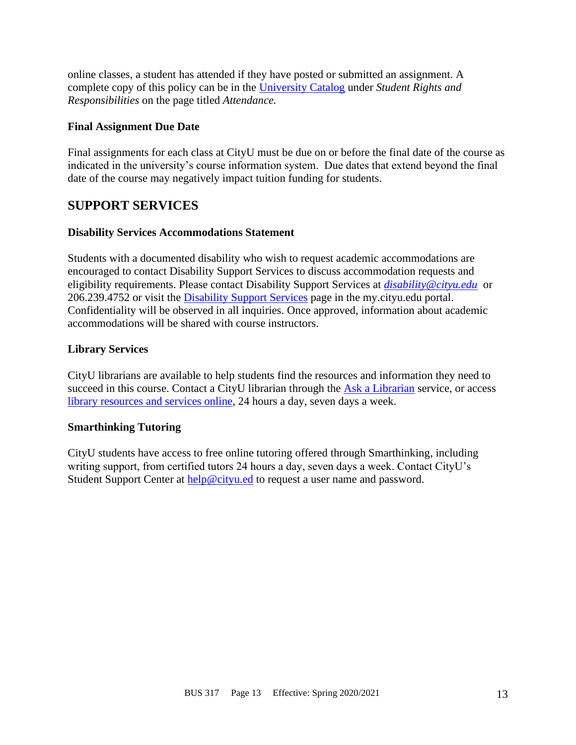online classes, a student has attended if they have posted or submitted an assignment. A complete copy of this policy can be in the University Catalog under *Student Rights and Responsibilities* on the page titled *Attendance.*

### Final Assignment Due Date

Final assignments for each class at CityU must be due on or before the final date of the course as indicated in the university's course information system. Due dates that extend beyond the final date of the course may negatively impact tuition funding for students.

## SUPPORT SERVICES

### Disability Services Accommodations Statement

Students with a documented disability who wish to request academic accommodations are encouraged to contact Disability Support Services to discuss accommodation requests and eligibility requirements. Please contact Disability Support Services at *disability@cityu.edu* or 206.239.4752 or visit the Disability Support Services page in the my.cityu.edu portal. Confidentiality will be observed in all inquiries. Once approved, information about academic accommodations will be shared with course instructors.

### Library Services

CityU librarians are available to help students find the resources and information they need to succeed in this course. Contact a CityU librarian through the Ask a Librarian service, or access library resources and services online, 24 hours a day, seven days a week.

### Smarthinking Tutoring

CityU students have access to free online tutoring offered through Smarthinking, including writing support, from certified tutors 24 hours a day, seven days a week. Contact CityU's Student Support Center at help@cityu.ed to request a user name and password.